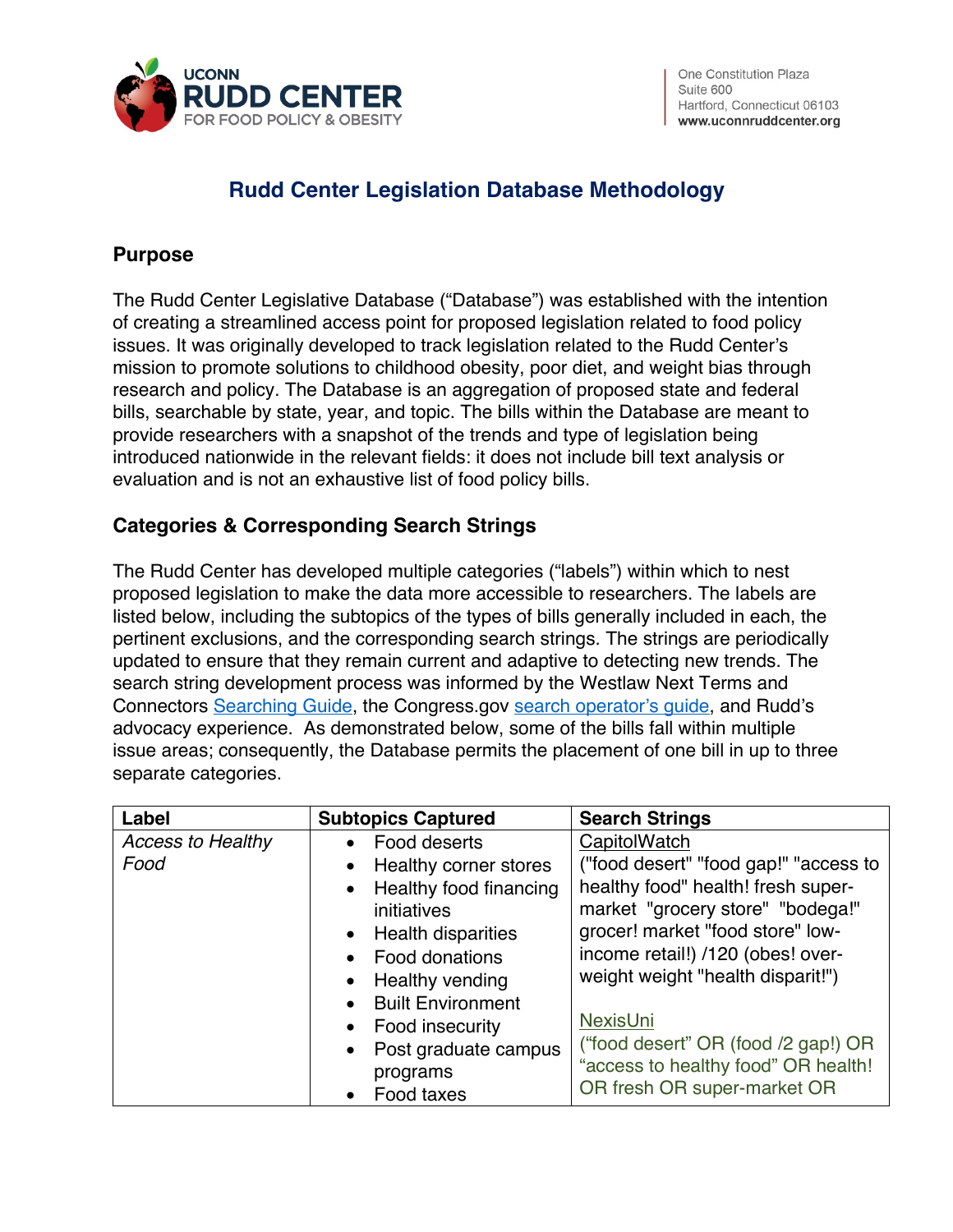One Constitution Plaza
Suite 600
Hartford, Connecticut 06103
www.uconnruddcenter.org

# Rudd Center Legislation Database Methodology

## Purpose

The Rudd Center Legislative Database ("Database") was established with the intention of creating a streamlined access point for proposed legislation related to food policy issues. It was originally developed to track legislation related to the Rudd Center's mission to promote solutions to childhood obesity, poor diet, and weight bias through research and policy. The Database is an aggregation of proposed state and federal bills, searchable by state, year, and topic. The bills within the Database are meant to provide researchers with a snapshot of the trends and type of legislation being introduced nationwide in the relevant fields: it does not include bill text analysis or evaluation and is not an exhaustive list of food policy bills.

## Categories & Corresponding Search Strings

The Rudd Center has developed multiple categories ("labels") within which to nest proposed legislation to make the data more accessible to researchers. The labels are listed below, including the subtopics of the types of bills generally included in each, the pertinent exclusions, and the corresponding search strings. The strings are periodically updated to ensure that they remain current and adaptive to detecting new trends. The search string development process was informed by the Westlaw Next Terms and Connectors Searching Guide, the Congress.gov search operator's guide, and Rudd's advocacy experience. As demonstrated below, some of the bills fall within multiple issue areas; consequently, the Database permits the placement of one bill in up to three separate categories.

| Label | Subtopics Captured | Search Strings |
|---|---|---|
| *Access to Healthy Food* | • Food deserts<br>• Healthy corner stores<br>• Healthy food financing initiatives<br>• Health disparities<br>• Food donations<br>• Healthy vending<br>• Built Environment<br>• Food insecurity<br>• Post graduate campus programs<br>• Food taxes | CapitolWatch<br>("food desert" "food gap!" "access to healthy food" health! fresh super-market "grocery store" "bodega!" grocer! market "food store" low-income retail!) /120 (obes! over-weight weight "health disparit!")<br><br>NexisUni<br>("food desert" OR (food /2 gap!) OR "access to healthy food" OR health! OR fresh OR super-market OR |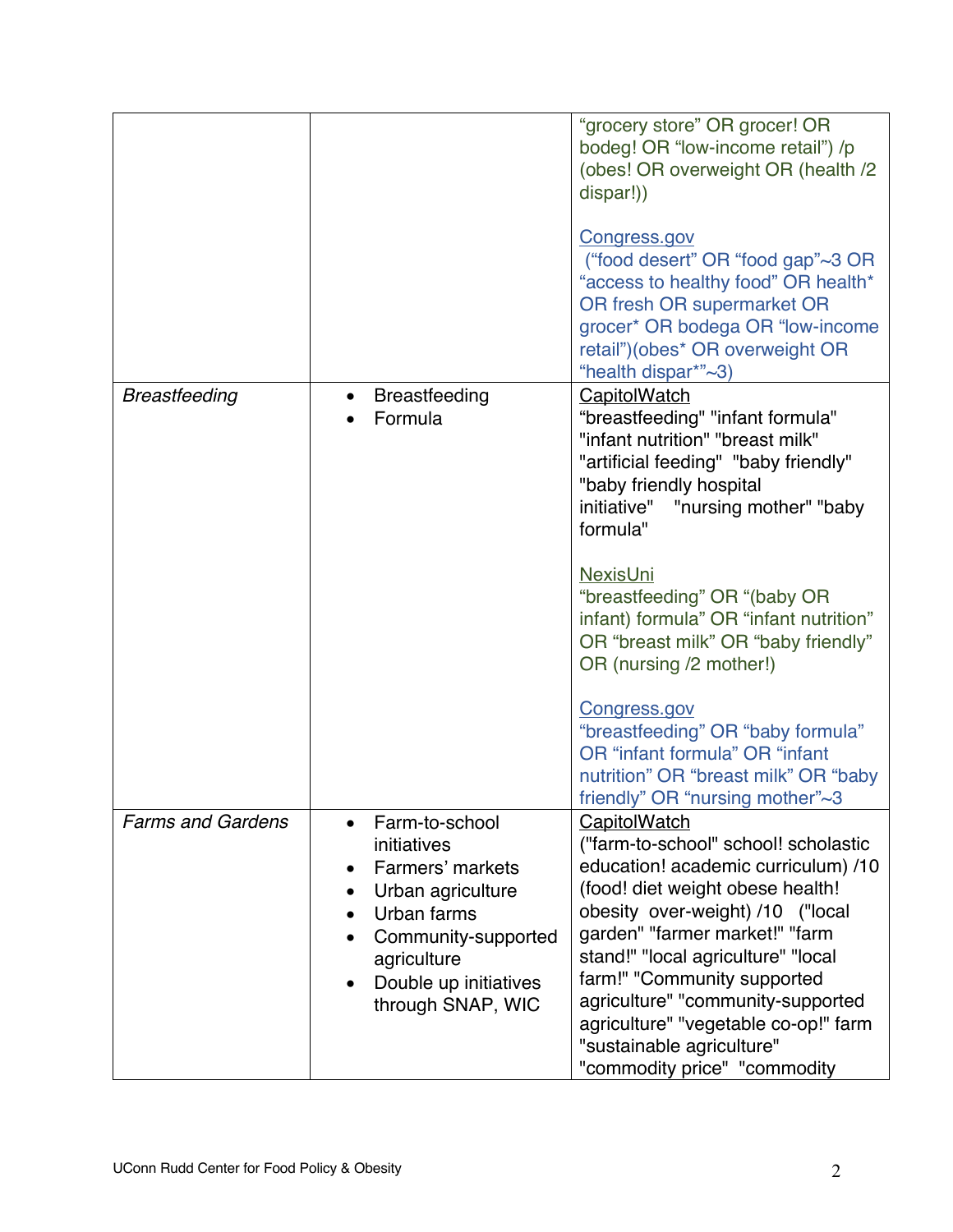| | | |
|---|---|---|
| | | "grocery store" OR grocer! OR bodeg! OR "low-income retail") /p (obes! OR overweight OR (health /2 dispar!))<br><br>Congress.gov<br>("food desert" OR "food gap"~3 OR "access to healthy food" OR health* OR fresh OR supermarket OR grocer* OR bodega OR "low-income retail")(obes* OR overweight OR "health dispar*"~3) |
| *Breastfeeding* | • Breastfeeding<br>• Formula | CapitolWatch<br>"breastfeeding" "infant formula" "infant nutrition" "breast milk" "artificial feeding" "baby friendly" "baby friendly hospital initiative" "nursing mother" "baby formula"<br><br>NexisUni<br>"breastfeeding" OR "(baby OR infant) formula" OR "infant nutrition" OR "breast milk" OR "baby friendly" OR (nursing /2 mother!)<br><br>Congress.gov<br>"breastfeeding" OR "baby formula" OR "infant formula" OR "infant nutrition" OR "breast milk" OR "baby friendly" OR "nursing mother"~3 |
| *Farms and Gardens* | • Farm-to-school initiatives<br>• Farmers' markets<br>• Urban agriculture<br>• Urban farms<br>• Community-supported agriculture<br>• Double up initiatives through SNAP, WIC | CapitolWatch<br>("farm-to-school" school! scholastic education! academic curriculum) /10 (food! diet weight obese health! obesity over-weight) /10 ("local garden" "farmer market!" "farm stand!" "local agriculture" "local farm!" "Community supported agriculture" "community-supported agriculture" "vegetable co-op!" farm "sustainable agriculture" "commodity price" "commodity |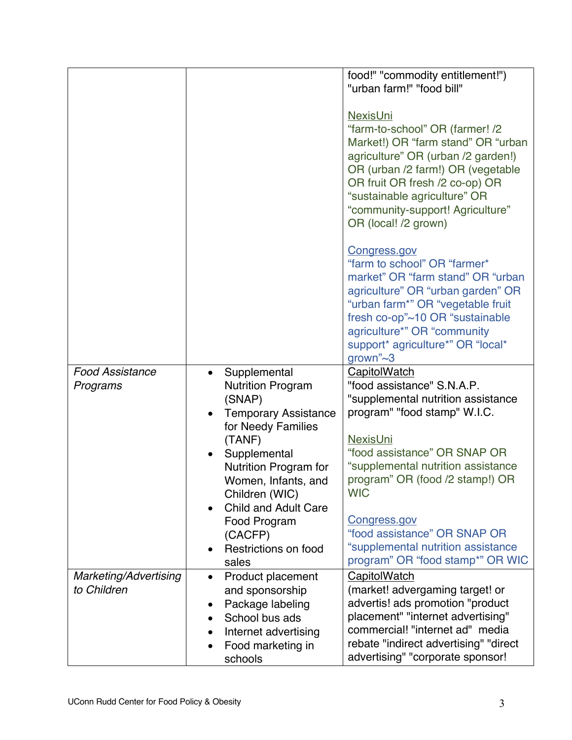| | | |
|---|---|---|
| | | food!" "commodity entitlement!") "urban farm!" "food bill"<br><br>NexisUni<br>“farm-to-school” OR (farmer! /2 Market!) OR “farm stand” OR “urban agriculture” OR (urban /2 garden!) OR (urban /2 farm!) OR (vegetable OR fruit OR fresh /2 co-op) OR “sustainable agriculture” OR “community-support! Agriculture” OR (local! /2 grown)<br><br>Congress.gov<br>“farm to school” OR “farmer* market” OR “farm stand” OR “urban agriculture” OR “urban garden” OR “urban farm*” OR “vegetable fruit fresh co-op”~10 OR “sustainable agriculture*” OR “community support* agriculture*” OR “local* grown”~3 |
| *Food Assistance Programs* | • Supplemental Nutrition Program (SNAP)<br>• Temporary Assistance for Needy Families (TANF)<br>• Supplemental Nutrition Program for Women, Infants, and Children (WIC)<br>• Child and Adult Care Food Program (CACFP)<br>• Restrictions on food sales | CapitolWatch<br>"food assistance" S.N.A.P. "supplemental nutrition assistance program" "food stamp" W.I.C.<br><br>NexisUni<br>“food assistance” OR SNAP OR “supplemental nutrition assistance program” OR (food /2 stamp!) OR WIC<br><br>Congress.gov<br>“food assistance” OR SNAP OR “supplemental nutrition assistance program” OR “food stamp*” OR WIC |
| *Marketing/Advertising to Children* | • Product placement and sponsorship<br>• Package labeling<br>• School bus ads<br>• Internet advertising<br>• Food marketing in schools | CapitolWatch<br>(market! advergaming target! or advertis! ads promotion "product placement" "internet advertising" commercial! "internet ad" media rebate "indirect advertising" "direct advertising" "corporate sponsor! |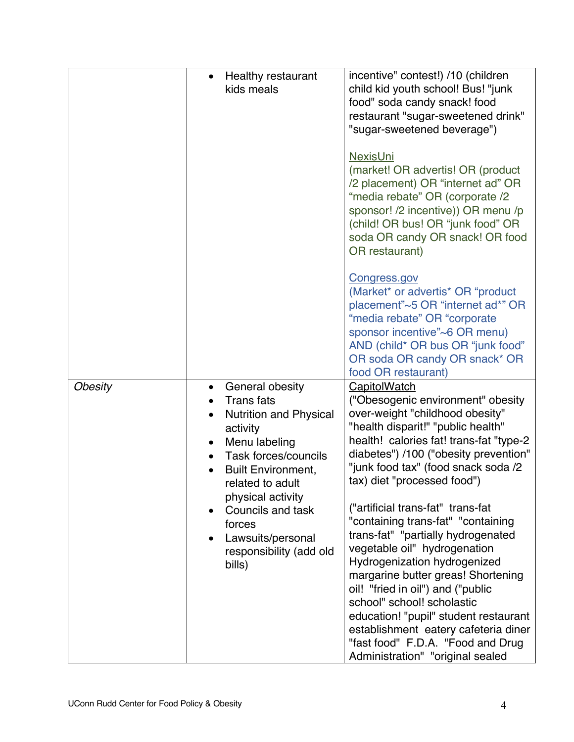| | | |
|---|---|---|
| | • Healthy restaurant kids meals | incentive" contest!) /10 (children child kid youth school! Bus! "junk food" soda candy snack! food restaurant "sugar-sweetened drink" "sugar-sweetened beverage")<br><br>NexisUni<br>(market! OR advertis! OR (product /2 placement) OR "internet ad" OR "media rebate" OR (corporate /2 sponsor! /2 incentive)) OR menu /p (child! OR bus! OR "junk food" OR soda OR candy OR snack! OR food OR restaurant)<br><br>Congress.gov<br>(Market* or advertis* OR "product placement"~5 OR "internet ad*" OR "media rebate" OR "corporate sponsor incentive"~6 OR menu) AND (child* OR bus OR "junk food" OR soda OR candy OR snack* OR food OR restaurant) |
| *Obesity* | • General obesity<br>• Trans fats<br>• Nutrition and Physical activity<br>• Menu labeling<br>• Task forces/councils<br>• Built Environment, related to adult physical activity<br>• Councils and task forces<br>• Lawsuits/personal responsibility (add old bills) | CapitolWatch<br>("Obesogenic environment" obesity over-weight "childhood obesity" "health disparit!" "public health" health! calories fat! trans-fat "type-2 diabetes") /100 ("obesity prevention" "junk food tax" (food snack soda /2 tax) diet "processed food")<br><br>("artificial trans-fat" trans-fat "containing trans-fat" "containing trans-fat" "partially hydrogenated vegetable oil" hydrogenation Hydrogenization hydrogenized margarine butter greas! Shortening oil! "fried in oil") and ("public school" school! scholastic education! "pupil" student restaurant establishment eatery cafeteria diner "fast food" F.D.A. "Food and Drug Administration" "original sealed |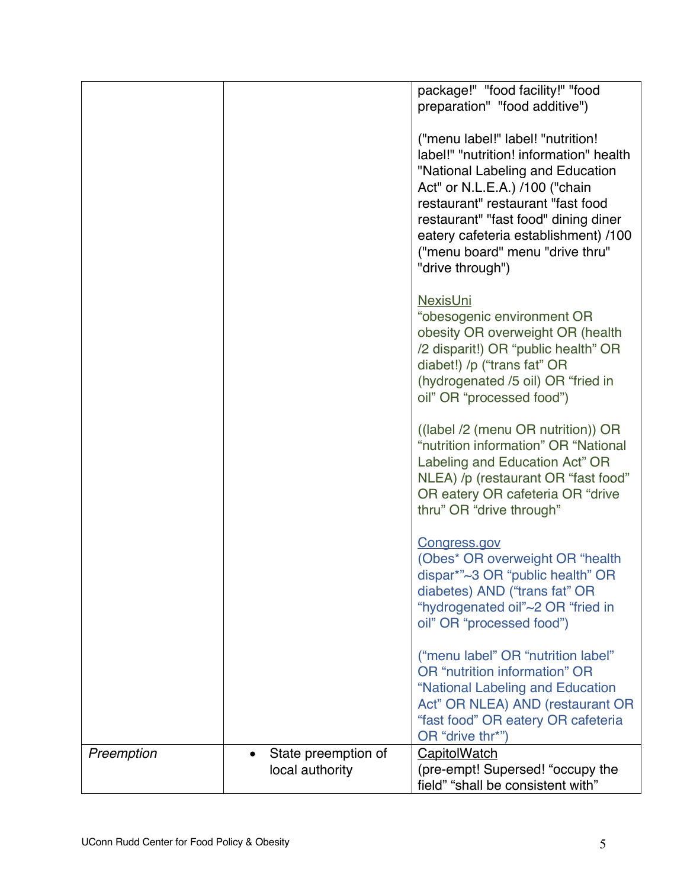| | | |
|---|---|---|
| | | package!" "food facility!" "food preparation" "food additive")<br><br>("menu label!" label! "nutrition! label!" "nutrition! information" health "National Labeling and Education Act" or N.L.E.A.) /100 ("chain restaurant" restaurant "fast food restaurant" "fast food" dining diner eatery cafeteria establishment) /100 ("menu board" menu "drive thru" "drive through")<br><br>NexisUni<br>"obesogenic environment OR obesity OR overweight OR (health /2 disparit!) OR "public health" OR diabet!) /p ("trans fat" OR (hydrogenated /5 oil) OR "fried in oil" OR "processed food")<br><br>((label /2 (menu OR nutrition)) OR "nutrition information" OR "National Labeling and Education Act" OR NLEA) /p (restaurant OR "fast food" OR eatery OR cafeteria OR "drive thru" OR "drive through"<br><br>Congress.gov<br>(Obes* OR overweight OR "health dispar*"~3 OR "public health" OR diabetes) AND ("trans fat" OR "hydrogenated oil"~2 OR "fried in oil" OR "processed food")<br><br>("menu label" OR "nutrition label" OR "nutrition information" OR "National Labeling and Education Act" OR NLEA) AND (restaurant OR "fast food" OR eatery OR cafeteria OR "drive thr*") |
| *Preemption* | • State preemption of local authority | CapitolWatch<br>(pre-empt! Supersed! "occupy the field" "shall be consistent with" |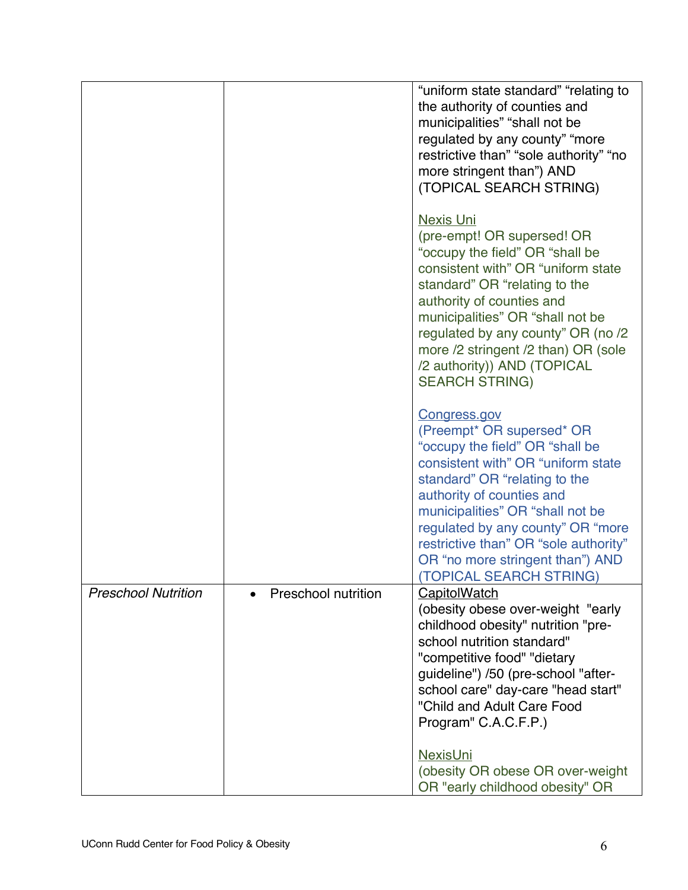| | | |
|---|---|---|
| | | “uniform state standard” “relating to the authority of counties and municipalities” “shall not be regulated by any county” “more restrictive than” “sole authority” “no more stringent than”) AND (TOPICAL SEARCH STRING)<br><br>Nexis Uni<br>(pre-empt! OR supersed! OR “occupy the field” OR “shall be consistent with” OR “uniform state standard” OR “relating to the authority of counties and municipalities” OR “shall not be regulated by any county” OR (no /2 more /2 stringent /2 than) OR (sole /2 authority)) AND (TOPICAL SEARCH STRING)<br><br>Congress.gov<br>(Preempt* OR supersed* OR “occupy the field” OR “shall be consistent with” OR “uniform state standard” OR “relating to the authority of counties and municipalities” OR “shall not be regulated by any county” OR “more restrictive than” OR “sole authority” OR “no more stringent than”) AND (TOPICAL SEARCH STRING) |
| *Preschool Nutrition* | • Preschool nutrition | CapitolWatch<br>(obesity obese over-weight "early childhood obesity" nutrition "pre-school nutrition standard" "competitive food" "dietary guideline") /50 (pre-school "after-school care" day-care "head start" "Child and Adult Care Food Program" C.A.C.F.P.)<br><br>NexisUni<br>(obesity OR obese OR over-weight OR "early childhood obesity" OR |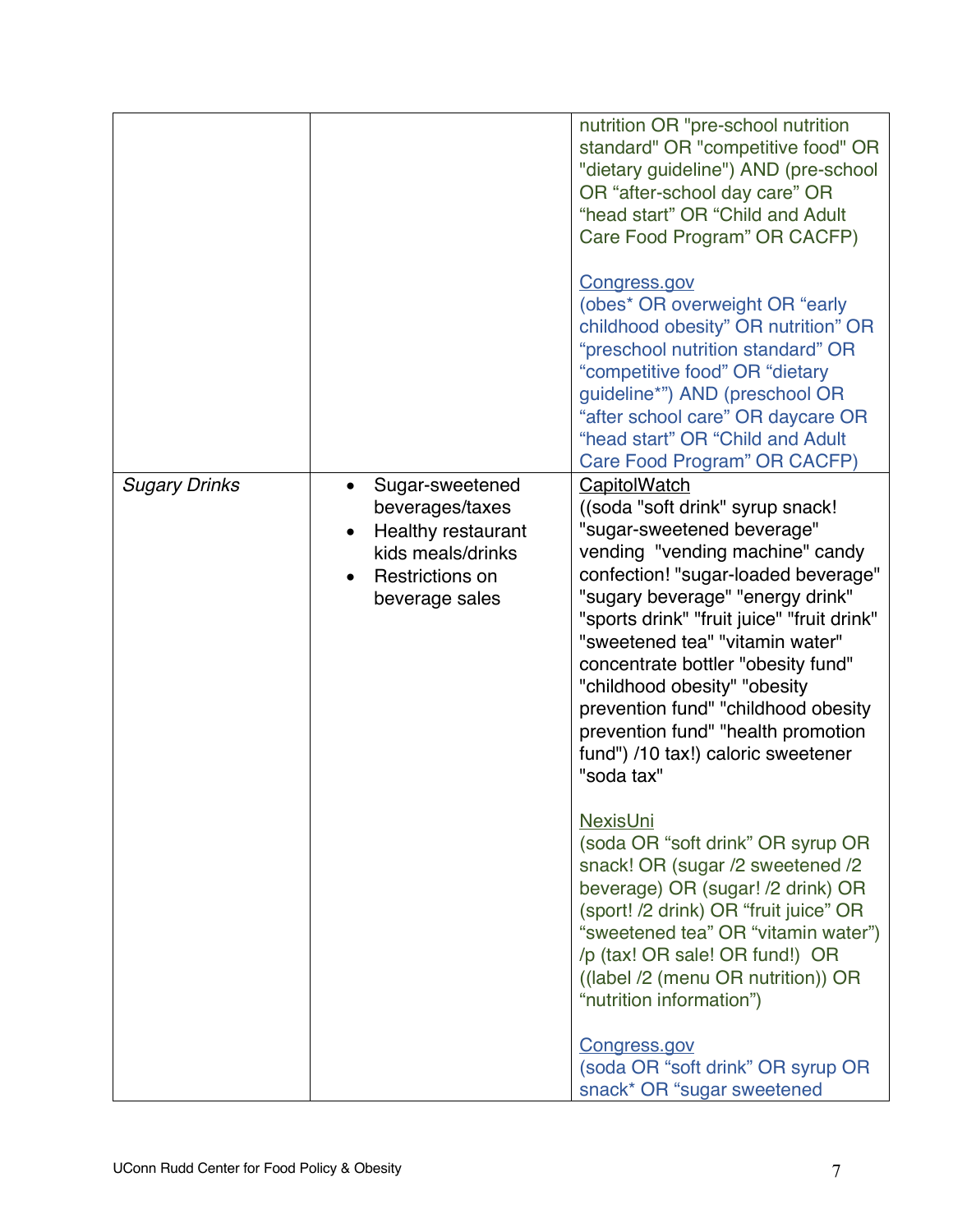| | | |
|---|---|---|
| | | nutrition OR "pre-school nutrition standard" OR "competitive food" OR "dietary guideline") AND (pre-school OR "after-school day care" OR "head start" OR "Child and Adult Care Food Program" OR CACFP)<br><br>Congress.gov<br>(obes* OR overweight OR "early childhood obesity" OR nutrition" OR "preschool nutrition standard" OR "competitive food" OR "dietary guideline*") AND (preschool OR "after school care" OR daycare OR "head start" OR "Child and Adult Care Food Program" OR CACFP) |
| *Sugary Drinks* | • Sugar-sweetened beverages/taxes<br>• Healthy restaurant kids meals/drinks<br>• Restrictions on beverage sales | CapitolWatch<br>((soda "soft drink" syrup snack! "sugar-sweetened beverage" vending "vending machine" candy confection! "sugar-loaded beverage" "sugary beverage" "energy drink" "sports drink" "fruit juice" "fruit drink" "sweetened tea" "vitamin water" concentrate bottler "obesity fund" "childhood obesity" "obesity prevention fund" "childhood obesity prevention fund" "health promotion fund") /10 tax!) caloric sweetener "soda tax"<br><br>NexisUni<br>(soda OR "soft drink" OR syrup OR snack! OR (sugar /2 sweetened /2 beverage) OR (sugar! /2 drink) OR (sport! /2 drink) OR "fruit juice" OR "sweetened tea" OR "vitamin water") /p (tax! OR sale! OR fund!) OR ((label /2 (menu OR nutrition)) OR "nutrition information")<br><br>Congress.gov<br>(soda OR "soft drink" OR syrup OR snack* OR "sugar sweetened |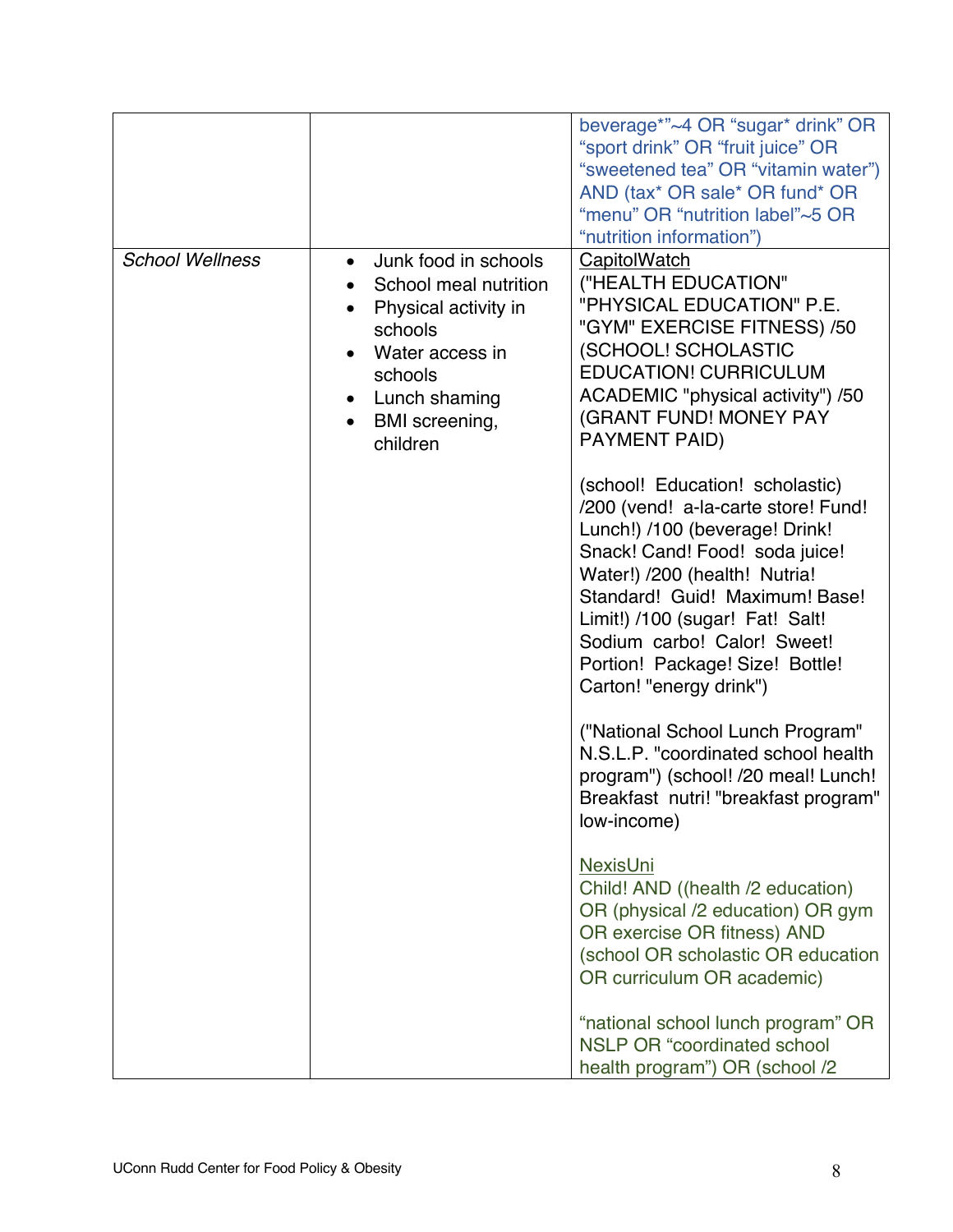| | | |
|---|---|---|
| | | beverage*"~4 OR "sugar* drink" OR "sport drink" OR "fruit juice" OR "sweetened tea" OR "vitamin water") AND (tax* OR sale* OR fund* OR "menu" OR "nutrition label"~5 OR "nutrition information") |
| *School Wellness* | • Junk food in schools<br>• School meal nutrition<br>• Physical activity in schools<br>• Water access in schools<br>• Lunch shaming<br>• BMI screening, children | CapitolWatch<br>("HEALTH EDUCATION" "PHYSICAL EDUCATION" P.E. "GYM" EXERCISE FITNESS) /50 (SCHOOL! SCHOLASTIC EDUCATION! CURRICULUM ACADEMIC "physical activity") /50 (GRANT FUND! MONEY PAY PAYMENT PAID)<br><br>(school! Education! scholastic) /200 (vend! a-la-carte store! Fund! Lunch!) /100 (beverage! Drink! Snack! Cand! Food! soda juice! Water!) /200 (health! Nutria! Standard! Guid! Maximum! Base! Limit!) /100 (sugar! Fat! Salt! Sodium carbo! Calor! Sweet! Portion! Package! Size! Bottle! Carton! "energy drink")<br><br>("National School Lunch Program" N.S.L.P. "coordinated school health program") (school! /20 meal! Lunch! Breakfast nutri! "breakfast program" low-income)<br><br>NexisUni<br>Child! AND ((health /2 education) OR (physical /2 education) OR gym OR exercise OR fitness) AND (school OR scholastic OR education OR curriculum OR academic)<br><br>"national school lunch program" OR NSLP OR "coordinated school health program") OR (school /2 |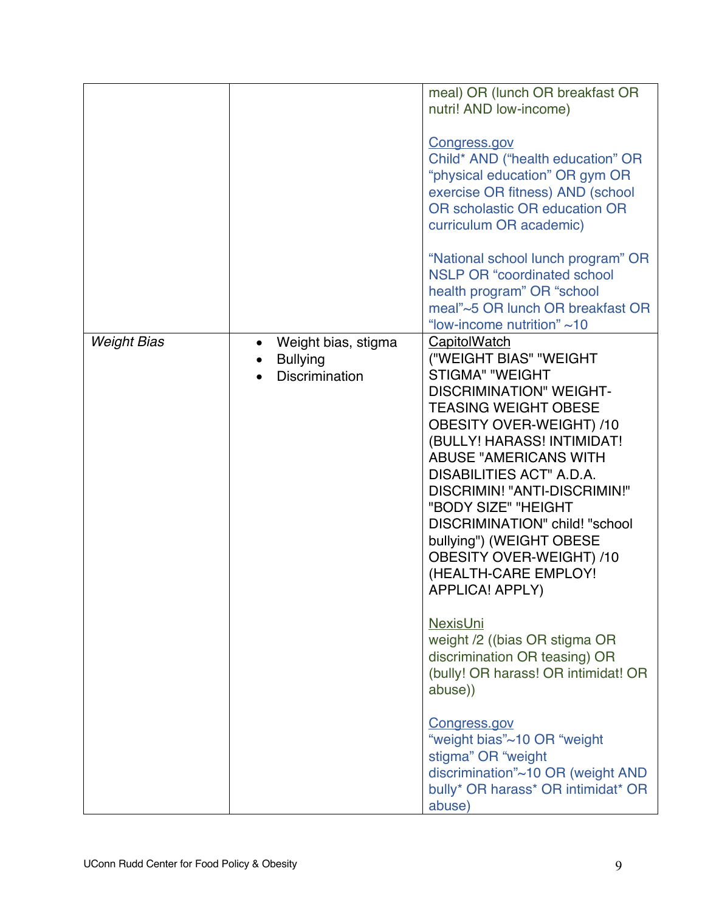| | | |
|---|---|---|
| | | meal) OR (lunch OR breakfast OR nutri! AND low-income)<br><br>Congress.gov<br>Child* AND ("health education" OR "physical education" OR gym OR exercise OR fitness) AND (school OR scholastic OR education OR curriculum OR academic)<br><br>"National school lunch program" OR NSLP OR "coordinated school health program" OR "school meal"~5 OR lunch OR breakfast OR "low-income nutrition" ~10 |
| *Weight Bias* | • Weight bias, stigma<br>• Bullying<br>• Discrimination | CapitolWatch<br>("WEIGHT BIAS" "WEIGHT STIGMA" "WEIGHT DISCRIMINATION" WEIGHT-TEASING WEIGHT OBESE OBESITY OVER-WEIGHT) /10 (BULLY! HARASS! INTIMIDAT! ABUSE "AMERICANS WITH DISABILITIES ACT" A.D.A. DISCRIMIN! "ANTI-DISCRIMIN!" "BODY SIZE" "HEIGHT DISCRIMINATION" child! "school bullying") (WEIGHT OBESE OBESITY OVER-WEIGHT) /10 (HEALTH-CARE EMPLOY! APPLICA! APPLY)<br><br>NexisUni<br>weight /2 ((bias OR stigma OR discrimination OR teasing) OR (bully! OR harass! OR intimidat! OR abuse))<br><br>Congress.gov<br>"weight bias"~10 OR "weight stigma" OR "weight discrimination"~10 OR (weight AND bully* OR harass* OR intimidat* OR abuse) |